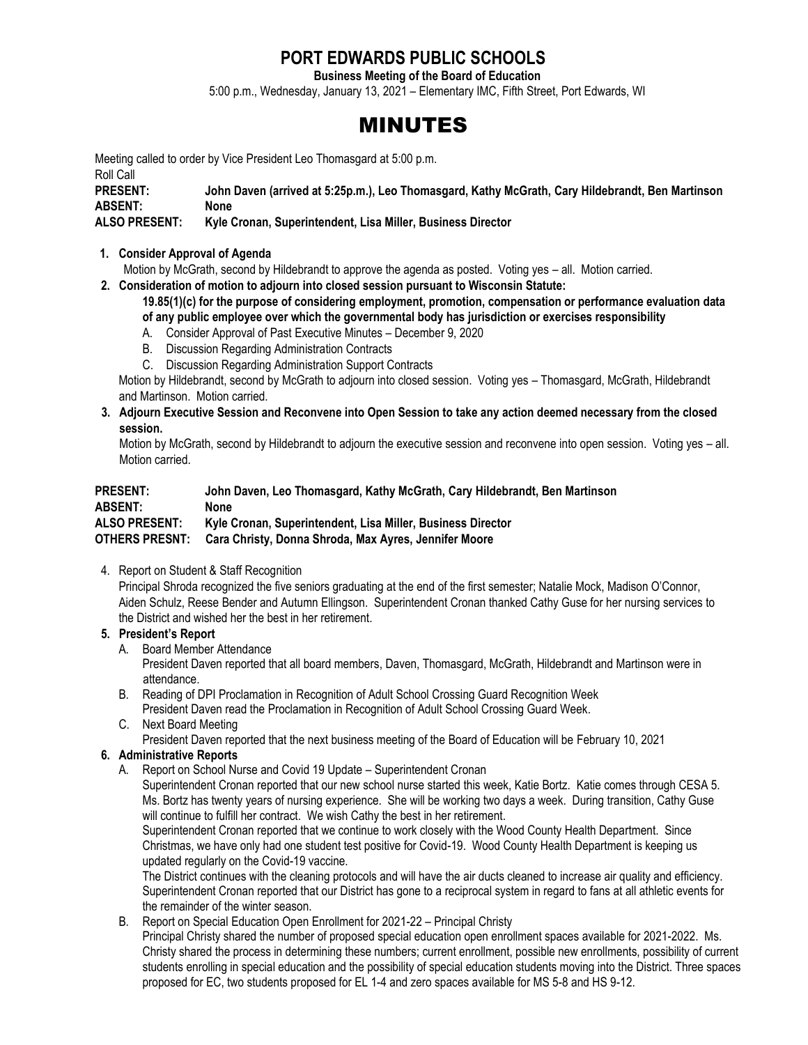# PORT EDWARDS PUBLIC SCHOOLS

**Business Meeting of the Board of Education**

5:00 p.m., Wednesday, January 13, 2021 – Elementary IMC, Fifth Street, Port Edwards, WI

# MINUTES

Meeting called to order by Vice President Leo Thomasgard at 5:00 p.m.

Roll Call

**PRESENT:** **John Daven (arrived at 5:25p.m.), Leo Thomasgard, Kathy McGrath, Cary Hildebrandt, Ben Martinson**
**ABSENT:** **None**
**ALSO PRESENT:** **Kyle Cronan, Superintendent, Lisa Miller, Business Director**

1. **Consider Approval of Agenda**
   Motion by McGrath, second by Hildebrandt to approve the agenda as posted. Voting yes – all. Motion carried.
2. **Consideration of motion to adjourn into closed session pursuant to Wisconsin Statute:**
   **19.85(1)(c) for the purpose of considering employment, promotion, compensation or performance evaluation data of any public employee over which the governmental body has jurisdiction or exercises responsibility**
   A. Consider Approval of Past Executive Minutes – December 9, 2020
   B. Discussion Regarding Administration Contracts
   C. Discussion Regarding Administration Support Contracts

   Motion by Hildebrandt, second by McGrath to adjourn into closed session. Voting yes – Thomasgard, McGrath, Hildebrandt and Martinson. Motion carried.
3. **Adjourn Executive Session and Reconvene into Open Session to take any action deemed necessary from the closed session.**
   Motion by McGrath, second by Hildebrandt to adjourn the executive session and reconvene into open session. Voting yes – all. Motion carried.

**PRESENT:** **John Daven, Leo Thomasgard, Kathy McGrath, Cary Hildebrandt, Ben Martinson**
**ABSENT:** **None**
**ALSO PRESENT:** **Kyle Cronan, Superintendent, Lisa Miller, Business Director**
**OTHERS PRESNT:** **Cara Christy, Donna Shroda, Max Ayres, Jennifer Moore**

4. Report on Student & Staff Recognition
   Principal Shroda recognized the five seniors graduating at the end of the first semester; Natalie Mock, Madison O'Connor, Aiden Schulz, Reese Bender and Autumn Ellingson. Superintendent Cronan thanked Cathy Guse for her nursing services to the District and wished her the best in her retirement.
5. **President's Report**
   A. Board Member Attendance
      President Daven reported that all board members, Daven, Thomasgard, McGrath, Hildebrandt and Martinson were in attendance.
   B. Reading of DPI Proclamation in Recognition of Adult School Crossing Guard Recognition Week
      President Daven read the Proclamation in Recognition of Adult School Crossing Guard Week.
   C. Next Board Meeting
      President Daven reported that the next business meeting of the Board of Education will be February 10, 2021
6. **Administrative Reports**
   A. Report on School Nurse and Covid 19 Update – Superintendent Cronan
      Superintendent Cronan reported that our new school nurse started this week, Katie Bortz. Katie comes through CESA 5. Ms. Bortz has twenty years of nursing experience. She will be working two days a week. During transition, Cathy Guse will continue to fulfill her contract. We wish Cathy the best in her retirement.
      Superintendent Cronan reported that we continue to work closely with the Wood County Health Department. Since Christmas, we have only had one student test positive for Covid-19. Wood County Health Department is keeping us updated regularly on the Covid-19 vaccine.
      The District continues with the cleaning protocols and will have the air ducts cleaned to increase air quality and efficiency. Superintendent Cronan reported that our District has gone to a reciprocal system in regard to fans at all athletic events for the remainder of the winter season.
   B. Report on Special Education Open Enrollment for 2021-22 – Principal Christy
      Principal Christy shared the number of proposed special education open enrollment spaces available for 2021-2022. Ms. Christy shared the process in determining these numbers; current enrollment, possible new enrollments, possibility of current students enrolling in special education and the possibility of special education students moving into the District. Three spaces proposed for EC, two students proposed for EL 1-4 and zero spaces available for MS 5-8 and HS 9-12.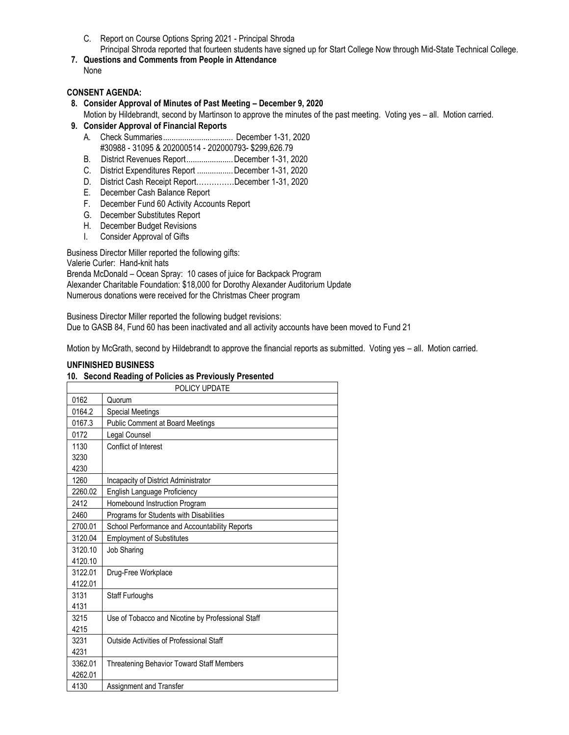C. Report on Course Options Spring 2021 - Principal Shroda
   Principal Shroda reported that fourteen students have signed up for Start College Now through Mid-State Technical College.

**7. Questions and Comments from People in Attendance**
None

**CONSENT AGENDA:**

**8. Consider Approval of Minutes of Past Meeting – December 9, 2020**
Motion by Hildebrandt, second by Martinson to approve the minutes of the past meeting. Voting yes – all. Motion carried.

**9. Consider Approval of Financial Reports**

A. Check Summaries................................. December 1-31, 2020
   #30988 - 31095 & 202000514 - 202000793- $299,626.79

B. District Revenues Report......................December 1-31, 2020

C. District Expenditures Report .................December 1-31, 2020

D. District Cash Receipt Report……………December 1-31, 2020

E. December Cash Balance Report

F. December Fund 60 Activity Accounts Report

G. December Substitutes Report

H. December Budget Revisions

I. Consider Approval of Gifts

Business Director Miller reported the following gifts:
Valerie Curler: Hand-knit hats
Brenda McDonald – Ocean Spray: 10 cases of juice for Backpack Program
Alexander Charitable Foundation: $18,000 for Dorothy Alexander Auditorium Update
Numerous donations were received for the Christmas Cheer program

Business Director Miller reported the following budget revisions:
Due to GASB 84, Fund 60 has been inactivated and all activity accounts have been moved to Fund 21

Motion by McGrath, second by Hildebrandt to approve the financial reports as submitted. Voting yes – all. Motion carried.

**UNFINISHED BUSINESS**

**10. Second Reading of Policies as Previously Presented**

| POLICY UPDATE | |
|---|---|
| 0162 | Quorum |
| 0164.2 | Special Meetings |
| 0167.3 | Public Comment at Board Meetings |
| 0172 | Legal Counsel |
| 1130<br>3230<br>4230 | Conflict of Interest |
| 1260 | Incapacity of District Administrator |
| 2260.02 | English Language Proficiency |
| 2412 | Homebound Instruction Program |
| 2460 | Programs for Students with Disabilities |
| 2700.01 | School Performance and Accountability Reports |
| 3120.04 | Employment of Substitutes |
| 3120.10<br>4120.10 | Job Sharing |
| 3122.01<br>4122.01 | Drug-Free Workplace |
| 3131<br>4131 | Staff Furloughs |
| 3215<br>4215 | Use of Tobacco and Nicotine by Professional Staff |
| 3231<br>4231 | Outside Activities of Professional Staff |
| 3362.01<br>4262.01 | Threatening Behavior Toward Staff Members |
| 4130 | Assignment and Transfer |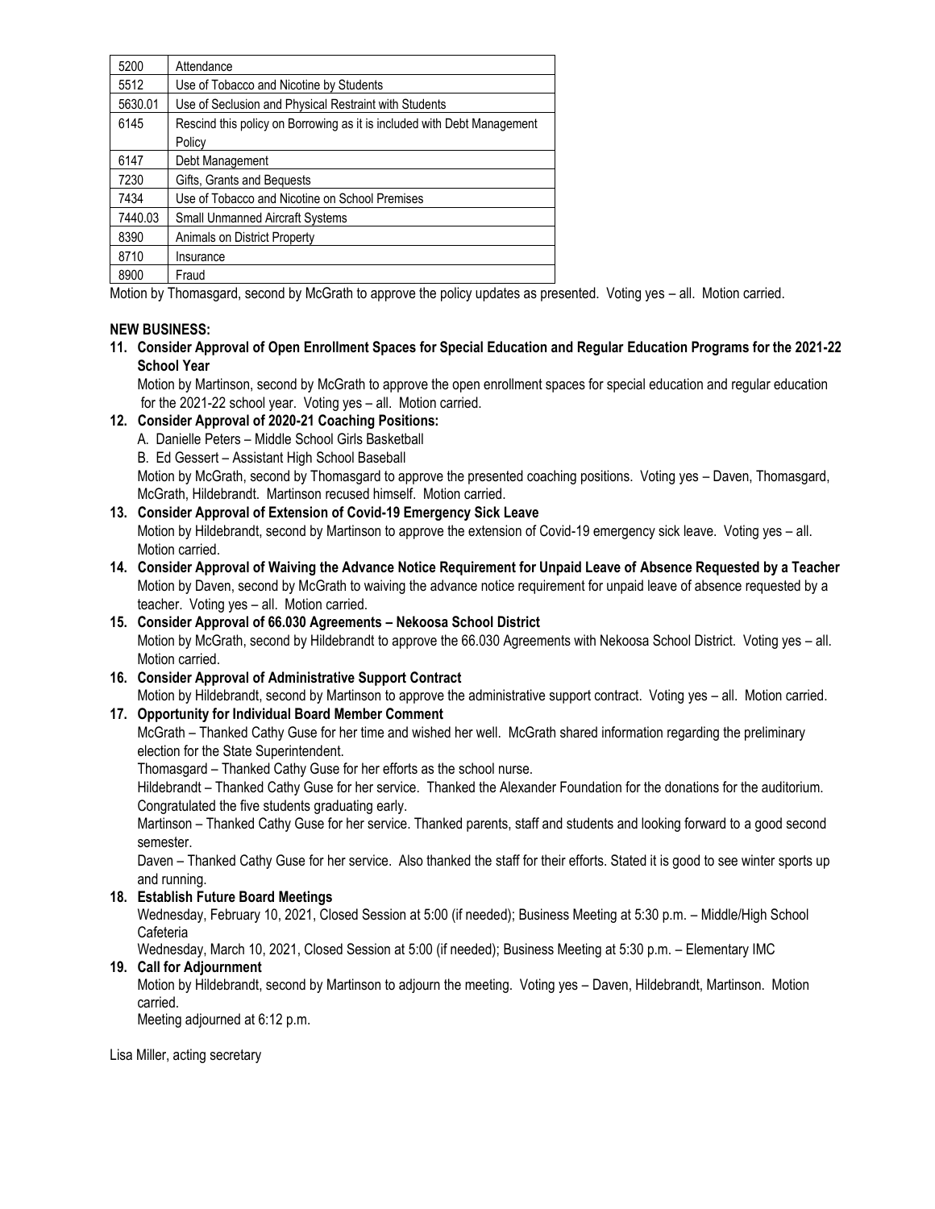| | |
|---|---|
| 5200 | Attendance |
| 5512 | Use of Tobacco and Nicotine by Students |
| 5630.01 | Use of Seclusion and Physical Restraint with Students |
| 6145 | Rescind this policy on Borrowing as it is included with Debt Management Policy |
| 6147 | Debt Management |
| 7230 | Gifts, Grants and Bequests |
| 7434 | Use of Tobacco and Nicotine on School Premises |
| 7440.03 | Small Unmanned Aircraft Systems |
| 8390 | Animals on District Property |
| 8710 | Insurance |
| 8900 | Fraud |

Motion by Thomasgard, second by McGrath to approve the policy updates as presented. Voting yes – all. Motion carried.

**NEW BUSINESS:**

**11. Consider Approval of Open Enrollment Spaces for Special Education and Regular Education Programs for the 2021-22 School Year**

Motion by Martinson, second by McGrath to approve the open enrollment spaces for special education and regular education for the 2021-22 school year. Voting yes – all. Motion carried.

**12. Consider Approval of 2020-21 Coaching Positions:**

A. Danielle Peters – Middle School Girls Basketball

B. Ed Gessert – Assistant High School Baseball

Motion by McGrath, second by Thomasgard to approve the presented coaching positions. Voting yes – Daven, Thomasgard, McGrath, Hildebrandt. Martinson recused himself. Motion carried.

**13. Consider Approval of Extension of Covid-19 Emergency Sick Leave**

Motion by Hildebrandt, second by Martinson to approve the extension of Covid-19 emergency sick leave. Voting yes – all. Motion carried.

**14. Consider Approval of Waiving the Advance Notice Requirement for Unpaid Leave of Absence Requested by a Teacher**

Motion by Daven, second by McGrath to waiving the advance notice requirement for unpaid leave of absence requested by a teacher. Voting yes – all. Motion carried.

**15. Consider Approval of 66.030 Agreements – Nekoosa School District**

Motion by McGrath, second by Hildebrandt to approve the 66.030 Agreements with Nekoosa School District. Voting yes – all. Motion carried.

**16. Consider Approval of Administrative Support Contract**

Motion by Hildebrandt, second by Martinson to approve the administrative support contract. Voting yes – all. Motion carried.

**17. Opportunity for Individual Board Member Comment**

McGrath – Thanked Cathy Guse for her time and wished her well. McGrath shared information regarding the preliminary election for the State Superintendent.

Thomasgard – Thanked Cathy Guse for her efforts as the school nurse.

Hildebrandt – Thanked Cathy Guse for her service. Thanked the Alexander Foundation for the donations for the auditorium. Congratulated the five students graduating early.

Martinson – Thanked Cathy Guse for her service. Thanked parents, staff and students and looking forward to a good second semester.

Daven – Thanked Cathy Guse for her service. Also thanked the staff for their efforts. Stated it is good to see winter sports up and running.

**18. Establish Future Board Meetings**

Wednesday, February 10, 2021, Closed Session at 5:00 (if needed); Business Meeting at 5:30 p.m. – Middle/High School Cafeteria

Wednesday, March 10, 2021, Closed Session at 5:00 (if needed); Business Meeting at 5:30 p.m. – Elementary IMC

**19. Call for Adjournment**

Motion by Hildebrandt, second by Martinson to adjourn the meeting. Voting yes – Daven, Hildebrandt, Martinson. Motion carried.

Meeting adjourned at 6:12 p.m.

Lisa Miller, acting secretary